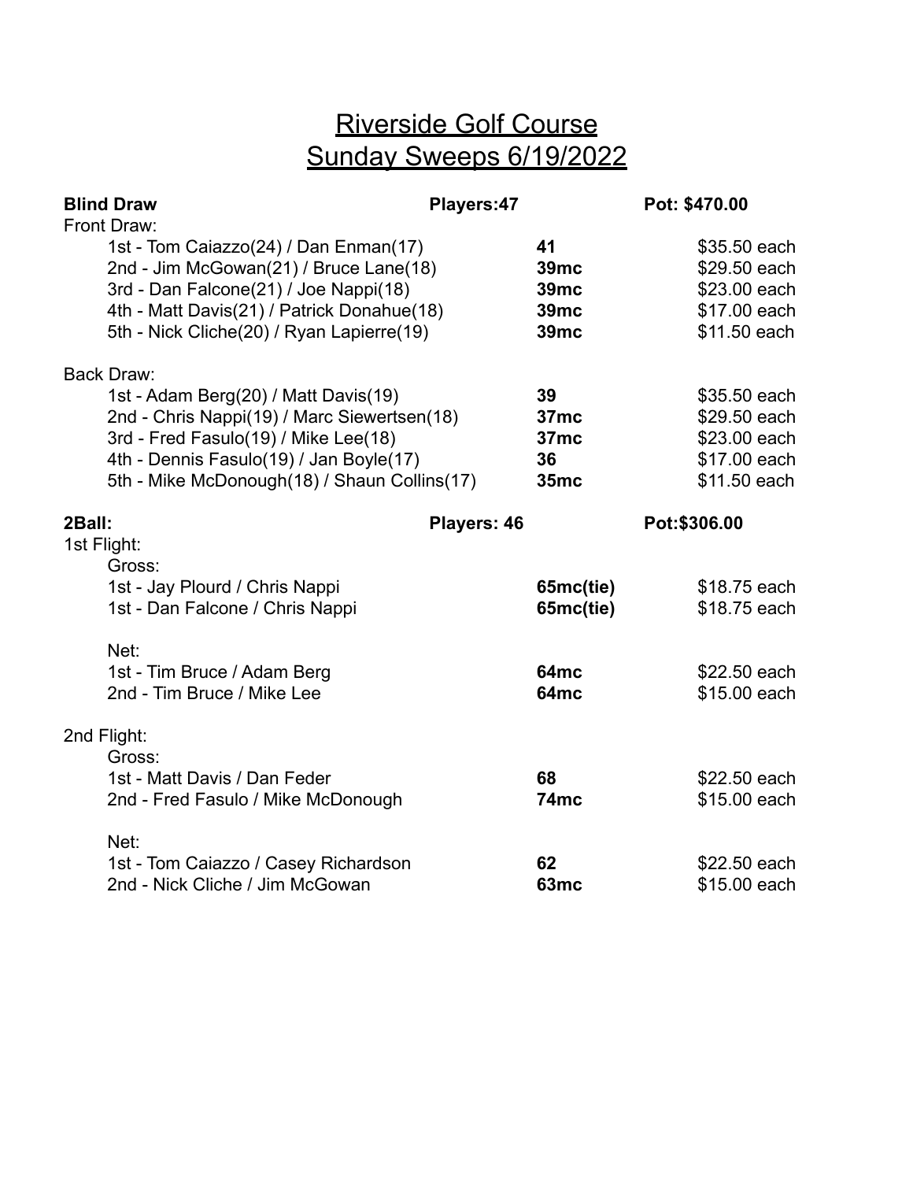# Riverside Golf Course
## Sunday Sweeps 6/19/2022

**Blind Draw** — **Players:47** — **Pot: $470.00**

Front Draw:

| Team | Score | Payout |
|---|---|---|
| 1st - Tom Caiazzo(24) / Dan Enman(17) | **41** | $35.50 each |
| 2nd - Jim McGowan(21) / Bruce Lane(18) | **39mc** | $29.50 each |
| 3rd - Dan Falcone(21) / Joe Nappi(18) | **39mc** | $23.00 each |
| 4th - Matt Davis(21) / Patrick Donahue(18) | **39mc** | $17.00 each |
| 5th - Nick Cliche(20) / Ryan Lapierre(19) | **39mc** | $11.50 each |

Back Draw:

| Team | Score | Payout |
|---|---|---|
| 1st - Adam Berg(20) / Matt Davis(19) | **39** | $35.50 each |
| 2nd - Chris Nappi(19) / Marc Siewertsen(18) | **37mc** | $29.50 each |
| 3rd - Fred Fasulo(19) / Mike Lee(18) | **37mc** | $23.00 each |
| 4th - Dennis Fasulo(19) / Jan Boyle(17) | **36** | $17.00 each |
| 5th - Mike McDonough(18) / Shaun Collins(17) | **35mc** | $11.50 each |

**2Ball:** — **Players: 46** — **Pot:$306.00**

1st Flight:

Gross:

| Team | Score | Payout |
|---|---|---|
| 1st - Jay Plourd / Chris Nappi | **65mc(tie)** | $18.75 each |
| 1st - Dan Falcone / Chris Nappi | **65mc(tie)** | $18.75 each |

Net:

| Team | Score | Payout |
|---|---|---|
| 1st - Tim Bruce / Adam Berg | **64mc** | $22.50 each |
| 2nd - Tim Bruce / Mike Lee | **64mc** | $15.00 each |

2nd Flight:

Gross:

| Team | Score | Payout |
|---|---|---|
| 1st - Matt Davis / Dan Feder | **68** | $22.50 each |
| 2nd - Fred Fasulo / Mike McDonough | **74mc** | $15.00 each |

Net:

| Team | Score | Payout |
|---|---|---|
| 1st - Tom Caiazzo / Casey Richardson | **62** | $22.50 each |
| 2nd - Nick Cliche / Jim McGowan | **63mc** | $15.00 each |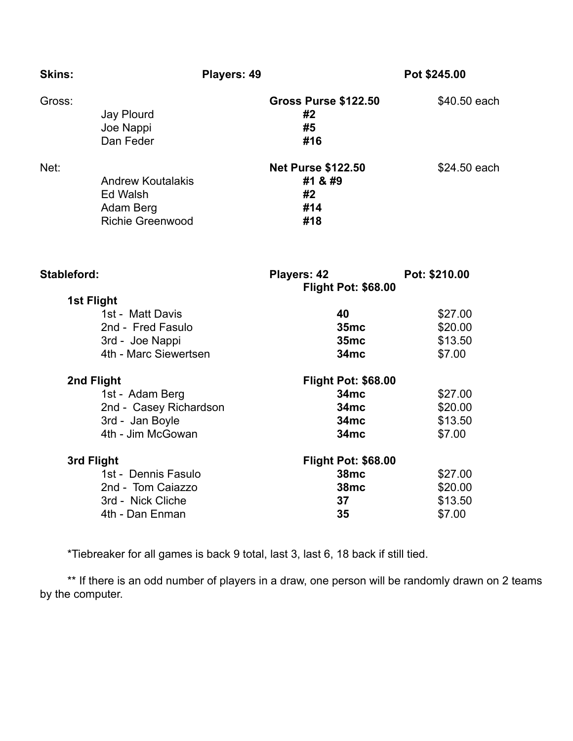**Skins:** **Players: 49** **Pot $245.00**

| | | | |
|---|---|---|---|
| Gross: | | **Gross Purse $122.50** | $40.50 each |
| | Jay Plourd | **#2** | |
| | Joe Nappi | **#5** | |
| | Dan Feder | **#16** | |
| Net: | | **Net Purse $122.50** | $24.50 each |
| | Andrew Koutalakis | **#1 & #9** | |
| | Ed Walsh | **#2** | |
| | Adam Berg | **#14** | |
| | Richie Greenwood | **#18** | |

**Stableford:** **Players: 42** **Pot: $210.00**

| | | |
|---|---|---|
| **1st Flight** | **Flight Pot: $68.00** | |
| 1st - Matt Davis | **40** | $27.00 |
| 2nd - Fred Fasulo | **35mc** | $20.00 |
| 3rd - Joe Nappi | **35mc** | $13.50 |
| 4th - Marc Siewertsen | **34mc** | $7.00 |
| **2nd Flight** | **Flight Pot: $68.00** | |
| 1st - Adam Berg | **34mc** | $27.00 |
| 2nd - Casey Richardson | **34mc** | $20.00 |
| 3rd - Jan Boyle | **34mc** | $13.50 |
| 4th - Jim McGowan | **34mc** | $7.00 |
| **3rd Flight** | **Flight Pot: $68.00** | |
| 1st - Dennis Fasulo | **38mc** | $27.00 |
| 2nd - Tom Caiazzo | **38mc** | $20.00 |
| 3rd - Nick Cliche | **37** | $13.50 |
| 4th - Dan Enman | **35** | $7.00 |

*Tiebreaker for all games is back 9 total, last 3, last 6, 18 back if still tied.

** If there is an odd number of players in a draw, one person will be randomly drawn on 2 teams by the computer.